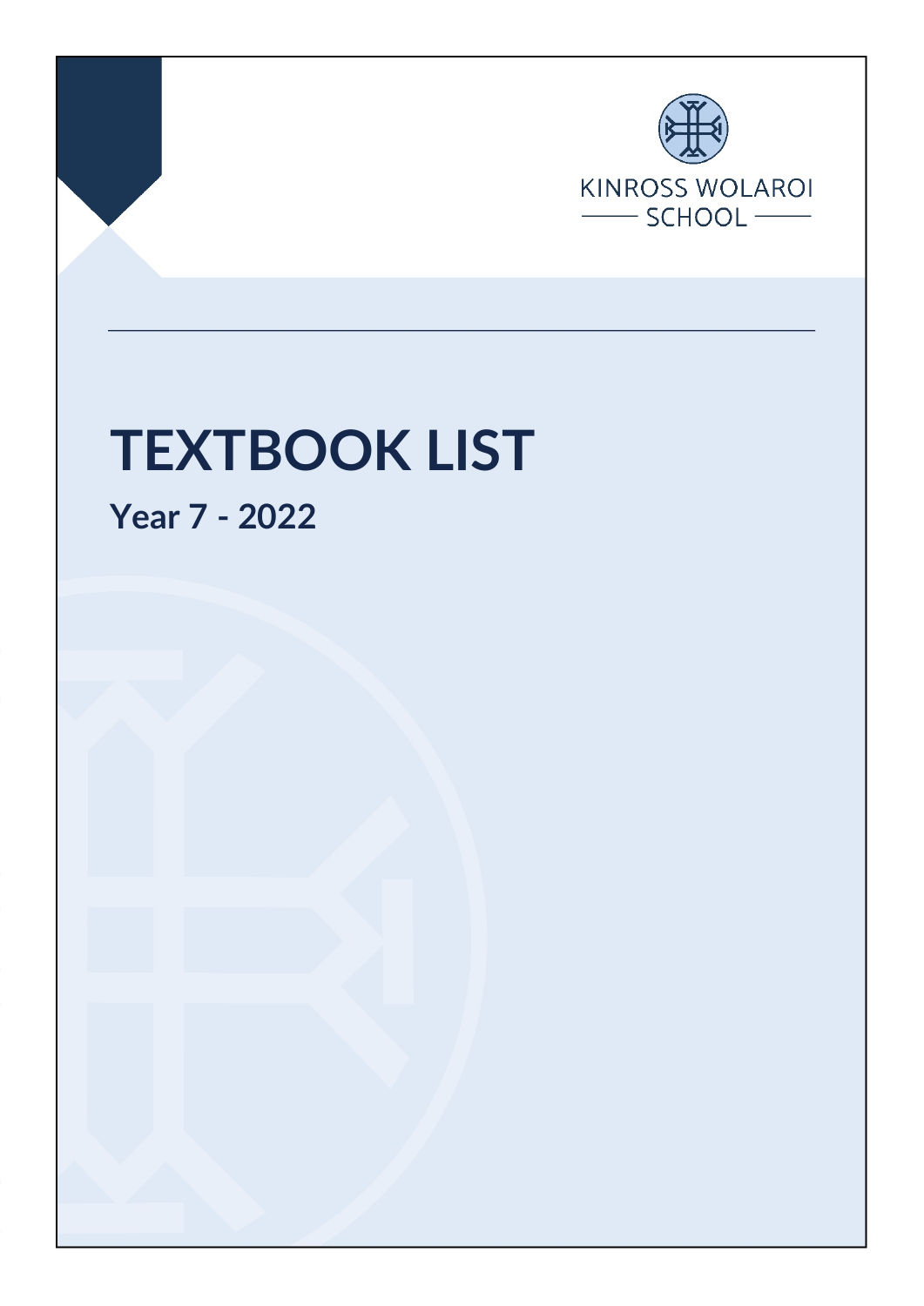KINROSS WOLAROI SCHOOL

# TEXTBOOK LIST

## Year 7 - 2022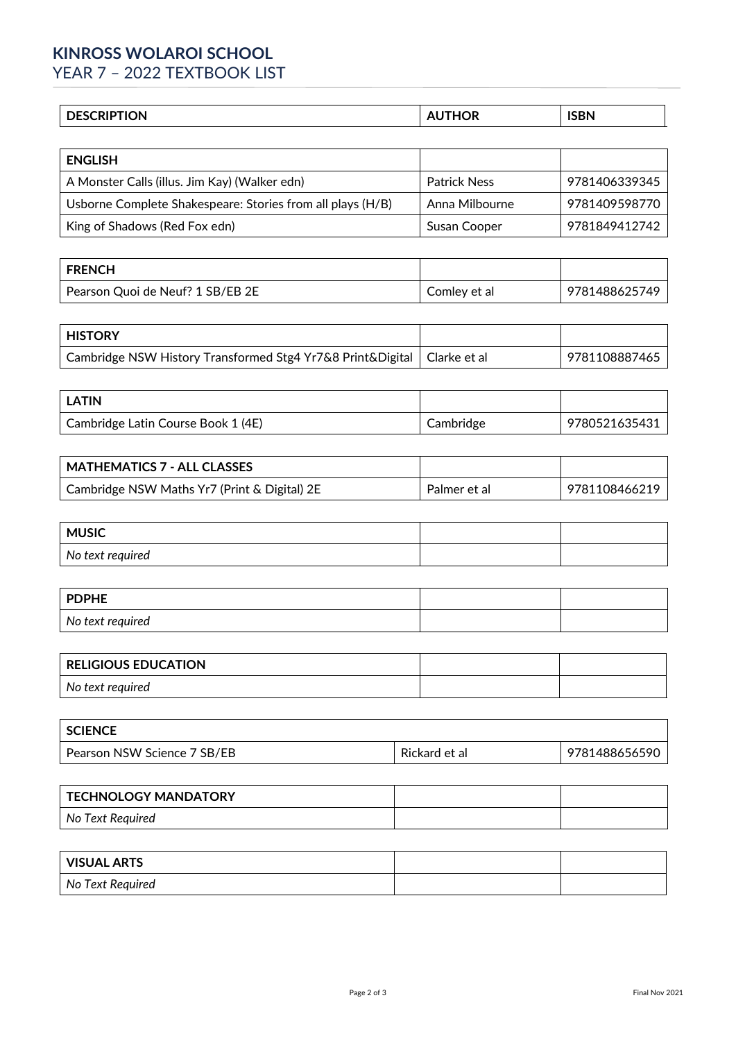# KINROSS WOLAROI SCHOOL

## YEAR 7 – 2022 TEXTBOOK LIST

| DESCRIPTION | AUTHOR | ISBN |
|---|---|---|
| **ENGLISH** | | |
| A Monster Calls (illus. Jim Kay) (Walker edn) | Patrick Ness | 9781406339345 |
| Usborne Complete Shakespeare: Stories from all plays (H/B) | Anna Milbourne | 9781409598770 |
| King of Shadows (Red Fox edn) | Susan Cooper | 9781849412742 |
| **FRENCH** | | |
| Pearson Quoi de Neuf? 1 SB/EB 2E | Comley et al | 9781488625749 |
| **HISTORY** | | |
| Cambridge NSW History Transformed Stg4 Yr7&8 Print&Digital | Clarke et al | 9781108887465 |
| **LATIN** | | |
| Cambridge Latin Course Book 1 (4E) | Cambridge | 9780521635431 |
| **MATHEMATICS 7 - ALL CLASSES** | | |
| Cambridge NSW Maths Yr7 (Print & Digital) 2E | Palmer et al | 9781108466219 |
| **MUSIC** | | |
| *No text required* | | |
| **PDPHE** | | |
| *No text required* | | |
| **RELIGIOUS EDUCATION** | | |
| *No text required* | | |
| **SCIENCE** | | |
| Pearson NSW Science 7 SB/EB | Rickard et al | 9781488656590 |
| **TECHNOLOGY MANDATORY** | | |
| *No Text Required* | | |
| **VISUAL ARTS** | | |
| *No Text Required* | | |

Final Nov 2021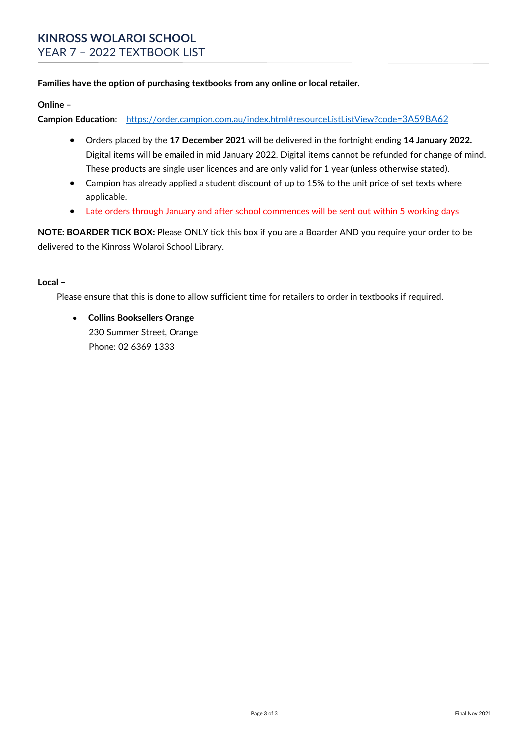# KINROSS WOLAROI SCHOOL

## YEAR 7 – 2022 TEXTBOOK LIST

**Families have the option of purchasing textbooks from any online or local retailer.**

**Online –**

**Campion Education**: https://order.campion.com.au/index.html#resourceListListView?code=3A59BA62

- Orders placed by the **17 December 2021** will be delivered in the fortnight ending **14 January 2022.** Digital items will be emailed in mid January 2022. Digital items cannot be refunded for change of mind. These products are single user licences and are only valid for 1 year (unless otherwise stated).
- Campion has already applied a student discount of up to 15% to the unit price of set texts where applicable.
- Late orders through January and after school commences will be sent out within 5 working days

**NOTE: BOARDER TICK BOX:** Please ONLY tick this box if you are a Boarder AND you require your order to be delivered to the Kinross Wolaroi School Library.

**Local –**

Please ensure that this is done to allow sufficient time for retailers to order in textbooks if required.

- **Collins Booksellers Orange**
  230 Summer Street, Orange
  Phone: 02 6369 1333